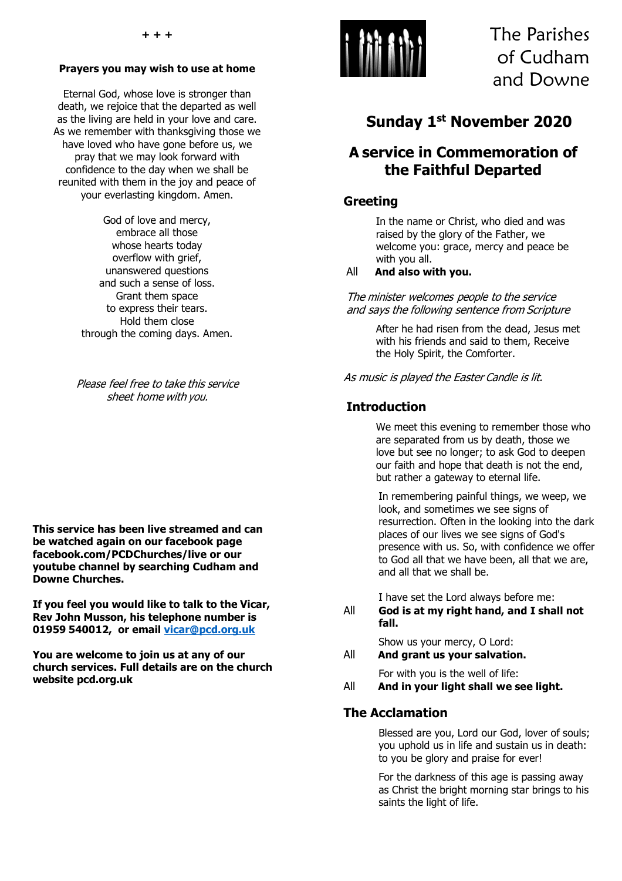+ + +

**Prayers you may wish to use at home**

Eternal God, whose love is stronger than death, we rejoice that the departed as well as the living are held in your love and care. As we remember with thanksgiving those we have loved who have gone before us, we pray that we may look forward with confidence to the day when we shall be reunited with them in the joy and peace of your everlasting kingdom. Amen.

God of love and mercy,
embrace all those
whose hearts today
overflow with grief,
unanswered questions
and such a sense of loss.
Grant them space
to express their tears.
Hold them close
through the coming days. Amen.

*Please feel free to take this service sheet home with you.*

**This service has been live streamed and can be watched again on our facebook page facebook.com/PCDChurches/live or our youtube channel by searching Cudham and Downe Churches.**

**If you feel you would like to talk to the Vicar, Rev John Musson, his telephone number is 01959 540012, or email [vicar@pcd.org.uk](mailto:vicar@pcd.org.uk)**

**You are welcome to join us at any of our church services. Full details are on the church website pcd.org.uk**

The Parishes of Cudham and Downe

# Sunday 1st November 2020

# A service in Commemoration of the Faithful Departed

## Greeting

In the name or Christ, who died and was raised by the glory of the Father, we welcome you: grace, mercy and peace be with you all.

All **And also with you.**

*The minister welcomes people to the service and says the following sentence from Scripture*

After he had risen from the dead, Jesus met with his friends and said to them, Receive the Holy Spirit, the Comforter.

*As music is played the Easter Candle is lit.*

## Introduction

We meet this evening to remember those who are separated from us by death, those we love but see no longer; to ask God to deepen our faith and hope that death is not the end, but rather a gateway to eternal life.

In remembering painful things, we weep, we look, and sometimes we see signs of resurrection. Often in the looking into the dark places of our lives we see signs of God's presence with us. So, with confidence we offer to God all that we have been, all that we are, and all that we shall be.

I have set the Lord always before me:

All **God is at my right hand, and I shall not fall.**

Show us your mercy, O Lord:

All **And grant us your salvation.**

For with you is the well of life:

All **And in your light shall we see light.**

## The Acclamation

Blessed are you, Lord our God, lover of souls; you uphold us in life and sustain us in death: to you be glory and praise for ever!

For the darkness of this age is passing away as Christ the bright morning star brings to his saints the light of life.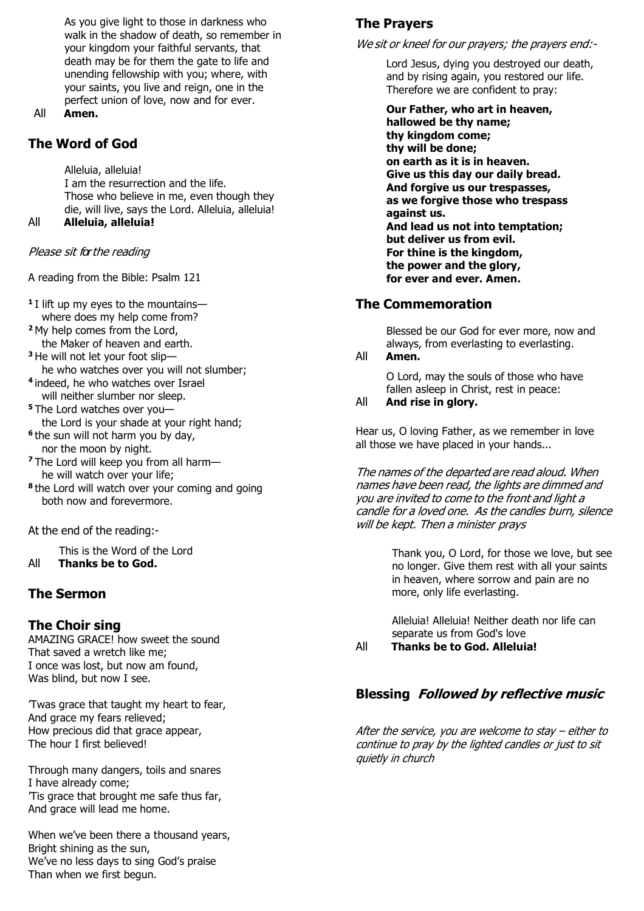As you give light to those in darkness who walk in the shadow of death, so remember in your kingdom your faithful servants, that death may be for them the gate to life and unending fellowship with you; where, with your saints, you live and reign, one in the perfect union of love, now and for ever.

All **Amen.**

## The Word of God

Alleluia, alleluia!
I am the resurrection and the life.
Those who believe in me, even though they die, will live, says the Lord. Alleluia, alleluia!

All **Alleluia, alleluia!**

*Please sit for the reading*

A reading from the Bible: Psalm 121

[1] I lift up my eyes to the mountains—
where does my help come from?
[2] My help comes from the Lord,
the Maker of heaven and earth.
[3] He will not let your foot slip—
he who watches over you will not slumber;
[4] indeed, he who watches over Israel
will neither slumber nor sleep.
[5] The Lord watches over you—
the Lord is your shade at your right hand;
[6] the sun will not harm you by day,
nor the moon by night.
[7] The Lord will keep you from all harm—
he will watch over your life;
[8] the Lord will watch over your coming and going
both now and forevermore.

At the end of the reading:-

This is the Word of the Lord

All **Thanks be to God.**

## The Sermon

## The Choir sing

AMAZING GRACE! how sweet the sound
That saved a wretch like me;
I once was lost, but now am found,
Was blind, but now I see.

'Twas grace that taught my heart to fear,
And grace my fears relieved;
How precious did that grace appear,
The hour I first believed!

Through many dangers, toils and snares
I have already come;
'Tis grace that brought me safe thus far,
And grace will lead me home.

When we've been there a thousand years,
Bright shining as the sun,
We've no less days to sing God's praise
Than when we first begun.

## The Prayers

*We sit or kneel for our prayers; the prayers end:-*

Lord Jesus, dying you destroyed our death, and by rising again, you restored our life. Therefore we are confident to pray:

**Our Father, who art in heaven,
hallowed be thy name;
thy kingdom come;
thy will be done;
on earth as it is in heaven.
Give us this day our daily bread.
And forgive us our trespasses,
as we forgive those who trespass against us.
And lead us not into temptation;
but deliver us from evil.
For thine is the kingdom,
the power and the glory,
for ever and ever. Amen.**

## The Commemoration

Blessed be our God for ever more, now and always, from everlasting to everlasting.

All **Amen.**

O Lord, may the souls of those who have fallen asleep in Christ, rest in peace:

All **And rise in glory.**

Hear us, O loving Father, as we remember in love all those we have placed in your hands...

*The names of the departed are read aloud. When names have been read, the lights are dimmed and you are invited to come to the front and light a candle for a loved one. As the candles burn, silence will be kept. Then a minister prays*

Thank you, O Lord, for those we love, but see no longer. Give them rest with all your saints in heaven, where sorrow and pain are no more, only life everlasting.

Alleluia! Alleluia! Neither death nor life can separate us from God's love

All **Thanks be to God. Alleluia!**

## Blessing *Followed by reflective music*

*After the service, you are welcome to stay – either to continue to pray by the lighted candles or just to sit quietly in church*